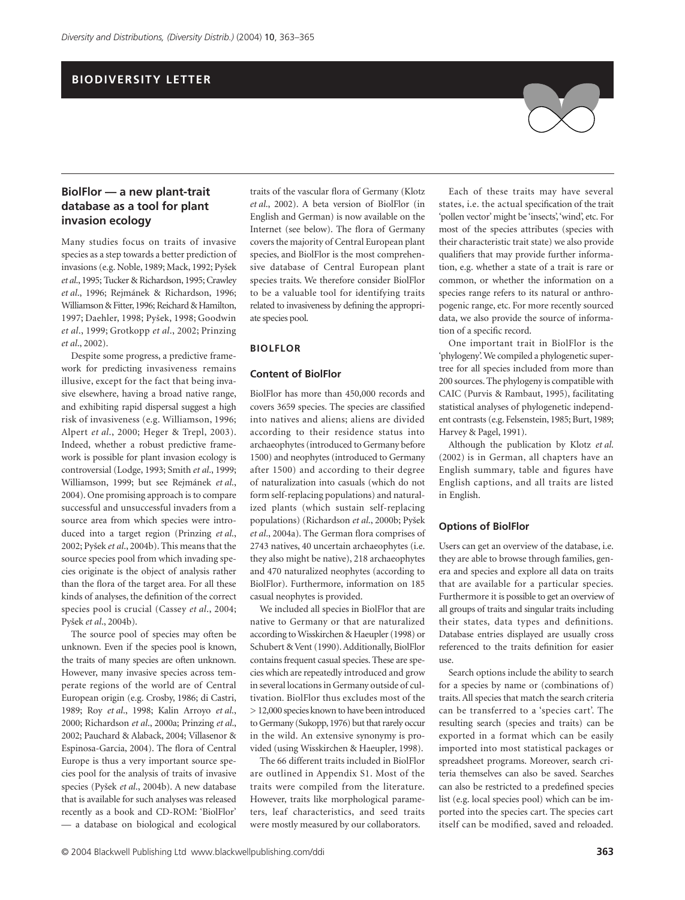## BIODIVERSITY LETTER

# BiolFlor — a new plant-trait database as a tool for plant invasion ecology

Many studies focus on traits of invasive species as a step towards a better prediction of invasions (e.g. Noble, 1989; Mack, 1992; Pyšek *et al*., 1995; Tucker & Richardson, 1995; Crawley *et al*., 1996; Rejmánek & Richardson, 1996; Williamson & Fitter, 1996; Reichard & Hamilton, 1997; Daehler, 1998; Pyšek, 1998; Goodwin *et al*., 1999; Grotkopp *et al*., 2002; Prinzing *et al*., 2002).

Despite some progress, a predictive framework for predicting invasiveness remains illusive, except for the fact that being invasive elsewhere, having a broad native range, and exhibiting rapid dispersal suggest a high risk of invasiveness (e.g. Williamson, 1996; Alpert *et al*., 2000; Heger & Trepl, 2003). Indeed, whether a robust predictive framework is possible for plant invasion ecology is controversial (Lodge, 1993; Smith *et al*., 1999; Williamson, 1999; but see Rejmánek *et al*., 2004). One promising approach is to compare successful and unsuccessful invaders from a source area from which species were introduced into a target region (Prinzing *et al*., 2002; Pyšek *et al*., 2004b). This means that the source species pool from which invading species originate is the object of analysis rather than the flora of the target area. For all these kinds of analyses, the definition of the correct species pool is crucial (Cassey *et al*., 2004; Pyšek *et al*., 2004b).

The source pool of species may often be unknown. Even if the species pool is known, the traits of many species are often unknown. However, many invasive species across temperate regions of the world are of Central European origin (e.g. Crosby, 1986; di Castri, 1989; Roy *et al*., 1998; Kalin Arroyo *et al*., 2000; Richardson *et al*., 2000a; Prinzing *et al*., 2002; Pauchard & Alaback, 2004; Villasenor & Espinosa-Garcia, 2004). The flora of Central Europe is thus a very important source species pool for the analysis of traits of invasive species (Pyšek *et al*., 2004b). A new database that is available for such analyses was released recently as a book and CD-ROM: 'BiolFlor' — a database on biological and ecological traits of the vascular flora of Germany (Klotz *et al*., 2002). A beta version of BiolFlor (in English and German) is now available on the Internet (see below). The flora of Germany covers the majority of Central European plant species, and BiolFlor is the most comprehensive database of Central European plant species traits. We therefore consider BiolFlor to be a valuable tool for identifying traits related to invasiveness by defining the appropriate species pool.

## BIOLFLOR

### Content of BiolFlor

BiolFlor has more than 450,000 records and covers 3659 species. The species are classified into natives and aliens; aliens are divided according to their residence status into archaeophytes (introduced to Germany before 1500) and neophytes (introduced to Germany after 1500) and according to their degree of naturalization into casuals (which do not form self-replacing populations) and naturalized plants (which sustain self-replacing populations) (Richardson *et al*., 2000b; Pyšek *et al*., 2004a). The German flora comprises of 2743 natives, 40 uncertain archaeophytes (i.e. they also might be native), 218 archaeophytes and 470 naturalized neophytes (according to BiolFlor). Furthermore, information on 185 casual neophytes is provided.

We included all species in BiolFlor that are native to Germany or that are naturalized according to Wisskirchen & Haeupler (1998) or Schubert & Vent (1990). Additionally, BiolFlor contains frequent casual species. These are species which are repeatedly introduced and grow in several locations in Germany outside of cultivation. BiolFlor thus excludes most of the > 12,000 species known to have been introduced to Germany (Sukopp, 1976) but that rarely occur in the wild. An extensive synonymy is provided (using Wisskirchen & Haeupler, 1998).

The 66 different traits included in BiolFlor are outlined in Appendix S1. Most of the traits were compiled from the literature. However, traits like morphological parameters, leaf characteristics, and seed traits were mostly measured by our collaborators.

Each of these traits may have several states, i.e. the actual specification of the trait 'pollen vector' might be 'insects', 'wind', etc. For most of the species attributes (species with their characteristic trait state) we also provide qualifiers that may provide further information, e.g. whether a state of a trait is rare or common, or whether the information on a species range refers to its natural or anthropogenic range, etc. For more recently sourced data, we also provide the source of information of a specific record.

One important trait in BiolFlor is the 'phylogeny'. We compiled a phylogenetic supertree for all species included from more than 200 sources. The phylogeny is compatible with CAIC (Purvis & Rambaut, 1995), facilitating statistical analyses of phylogenetic independent contrasts (e.g. Felsenstein, 1985; Burt, 1989; Harvey & Pagel, 1991).

Although the publication by Klotz *et al*. (2002) is in German, all chapters have an English summary, table and figures have English captions, and all traits are listed in English.

### Options of BiolFlor

Users can get an overview of the database, i.e. they are able to browse through families, genera and species and explore all data on traits that are available for a particular species. Furthermore it is possible to get an overview of all groups of traits and singular traits including their states, data types and definitions. Database entries displayed are usually cross referenced to the traits definition for easier use.

Search options include the ability to search for a species by name or (combinations of) traits. All species that match the search criteria can be transferred to a 'species cart'. The resulting search (species and traits) can be exported in a format which can be easily imported into most statistical packages or spreadsheet programs. Moreover, search criteria themselves can also be saved. Searches can also be restricted to a predefined species list (e.g. local species pool) which can be imported into the species cart. The species cart itself can be modified, saved and reloaded.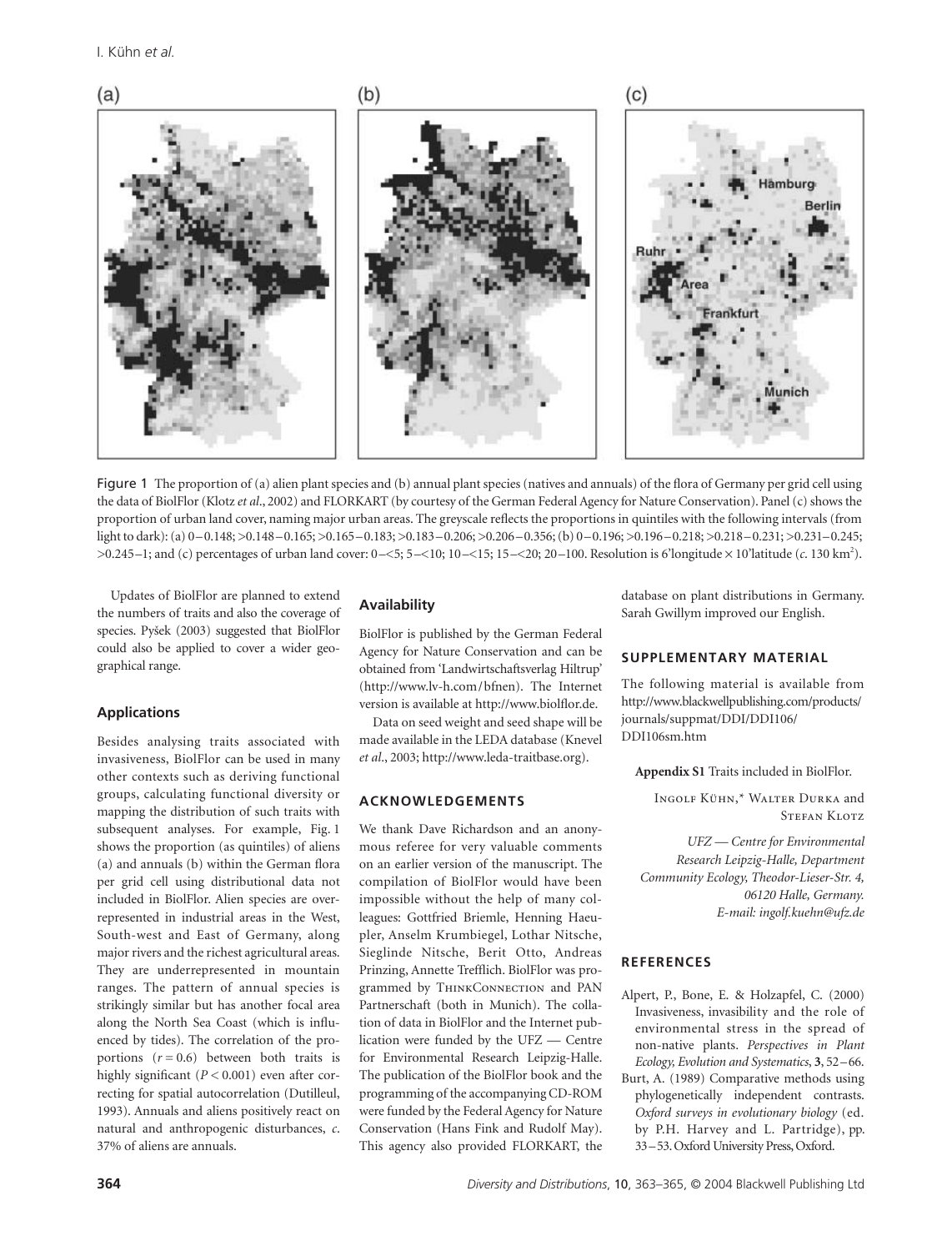Figure 1 The proportion of (a) alien plant species and (b) annual plant species (natives and annuals) of the flora of Germany per grid cell using the data of BiolFlor (Klotz *et al*., 2002) and FLORKART (by courtesy of the German Federal Agency for Nature Conservation). Panel (c) shows the proportion of urban land cover, naming major urban areas. The greyscale reflects the proportions in quintiles with the following intervals (from light to dark): (a) 0–0.148; >0.148–0.165; >0.165–0.183; >0.183–0.206; >0.206–0.356; (b) 0–0.196; >0.196–0.218; >0.218–0.231; >0.231–0.245; >0.245–1; and (c) percentages of urban land cover: 0–<5; 5–<10; 10–<15; 15–<20; 20–100. Resolution is 6′longitude × 10′latitude (*c*. 130 $km^2$).

Updates of BiolFlor are planned to extend the numbers of traits and also the coverage of species. Pyšek (2003) suggested that BiolFlor could also be applied to cover a wider geographical range.

### Applications

Besides analysing traits associated with invasiveness, BiolFlor can be used in many other contexts such as deriving functional groups, calculating functional diversity or mapping the distribution of such traits with subsequent analyses. For example, Fig. 1 shows the proportion (as quintiles) of aliens (a) and annuals (b) within the German flora per grid cell using distributional data not included in BiolFlor. Alien species are overrepresented in industrial areas in the West, South-west and East of Germany, along major rivers and the richest agricultural areas. They are underrepresented in mountain ranges. The pattern of annual species is strikingly similar but has another focal area along the North Sea Coast (which is influenced by tides). The correlation of the proportions ($r = 0.6$) between both traits is highly significant ($P < 0.001$) even after correcting for spatial autocorrelation (Dutilleul, 1993). Annuals and aliens positively react on natural and anthropogenic disturbances, *c*. 37% of aliens are annuals.

### Availability

BiolFlor is published by the German Federal Agency for Nature Conservation and can be obtained from 'Landwirtschaftsverlag Hiltrup' (http://www.lv-h.com/bfnen). The Internet version is available at http://www.biolflor.de.

Data on seed weight and seed shape will be made available in the LEDA database (Knevel *et al*., 2003; http://www.leda-traitbase.org).

## ACKNOWLEDGEMENTS

We thank Dave Richardson and an anonymous referee for very valuable comments on an earlier version of the manuscript. The compilation of BiolFlor would have been impossible without the help of many colleagues: Gottfried Briemle, Henning Haeupler, Anselm Krumbiegel, Lothar Nitsche, Sieglinde Nitsche, Berit Otto, Andreas Prinzing, Annette Trefflich. BiolFlor was programmed by ThinkConnection and PAN Partnerschaft (both in Munich). The collation of data in BiolFlor and the Internet publication were funded by the UFZ — Centre for Environmental Research Leipzig-Halle. The publication of the BiolFlor book and the programming of the accompanying CD-ROM were funded by the Federal Agency for Nature Conservation (Hans Fink and Rudolf May). This agency also provided FLORKART, the database on plant distributions in Germany. Sarah Gwillym improved our English.

## SUPPLEMENTARY MATERIAL

The following material is available from http://www.blackwellpublishing.com/products/journals/suppmat/DDI/DDI106/DDI106sm.htm

**Appendix S1** Traits included in BiolFlor.

Ingolf Kühn,* Walter Durka and Stefan Klotz

*UFZ — Centre for Environmental Research Leipzig-Halle, Department Community Ecology, Theodor-Lieser-Str. 4, 06120 Halle, Germany. E-mail: ingolf.kuehn@ufz.de*

## REFERENCES

Alpert, P., Bone, E. & Holzapfel, C. (2000) Invasiveness, invasibility and the role of environmental stress in the spread of non-native plants. *Perspectives in Plant Ecology, Evolution and Systematics*, **3**, 52–66.

Burt, A. (1989) Comparative methods using phylogenetically independent contrasts. *Oxford surveys in evolutionary biology* (ed. by P.H. Harvey and L. Partridge), pp. 33–53. Oxford University Press, Oxford.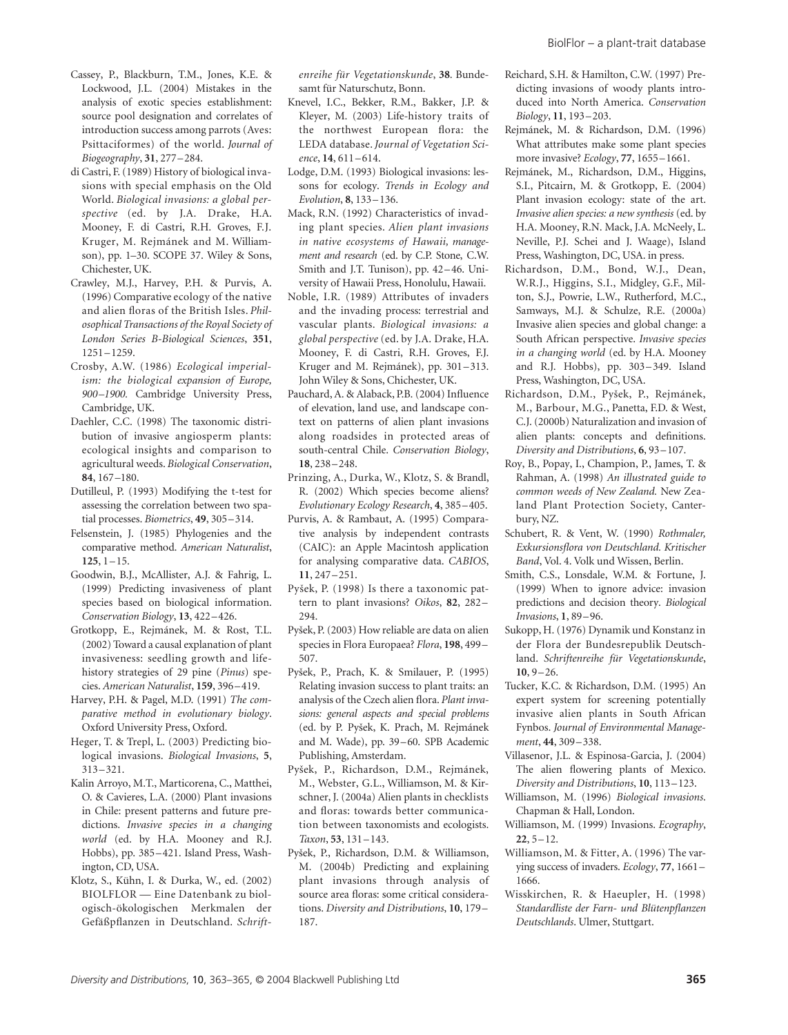Cassey, P., Blackburn, T.M., Jones, K.E. & Lockwood, J.L. (2004) Mistakes in the analysis of exotic species establishment: source pool designation and correlates of introduction success among parrots (Aves: Psittaciformes) of the world. *Journal of Biogeography*, **31**, 277–284.

di Castri, F. (1989) History of biological invasions with special emphasis on the Old World. *Biological invasions: a global perspective* (ed. by J.A. Drake, H.A. Mooney, F. di Castri, R.H. Groves, F.J. Kruger, M. Rejmánek and M. Williamson), pp. 1–30. SCOPE 37. Wiley & Sons, Chichester, UK.

Crawley, M.J., Harvey, P.H. & Purvis, A. (1996) Comparative ecology of the native and alien floras of the British Isles. *Philosophical Transactions of the Royal Society of London Series B-Biological Sciences*, **351**, 1251–1259.

Crosby, A.W. (1986) *Ecological imperialism: the biological expansion of Europe, 900–1900*. Cambridge University Press, Cambridge, UK.

Daehler, C.C. (1998) The taxonomic distribution of invasive angiosperm plants: ecological insights and comparison to agricultural weeds. *Biological Conservation*, **84**, 167–180.

Dutilleul, P. (1993) Modifying the t-test for assessing the correlation between two spatial processes. *Biometrics*, **49**, 305–314.

Felsenstein, J. (1985) Phylogenies and the comparative method. *American Naturalist*, **125**, 1–15.

Goodwin, B.J., McAllister, A.J. & Fahrig, L. (1999) Predicting invasiveness of plant species based on biological information. *Conservation Biology*, **13**, 422–426.

Grotkopp, E., Rejmánek, M. & Rost, T.L. (2002) Toward a causal explanation of plant invasiveness: seedling growth and life-history strategies of 29 pine (*Pinus*) species. *American Naturalist*, **159**, 396–419.

Harvey, P.H. & Pagel, M.D. (1991) *The comparative method in evolutionary biology*. Oxford University Press, Oxford.

Heger, T. & Trepl, L. (2003) Predicting biological invasions. *Biological Invasions*, **5**, 313–321.

Kalin Arroyo, M.T., Marticorena, C., Matthei, O. & Cavieres, L.A. (2000) Plant invasions in Chile: present patterns and future predictions. *Invasive species in a changing world* (ed. by H.A. Mooney and R.J. Hobbs), pp. 385–421. Island Press, Washington, CD, USA.

Klotz, S., Kühn, I. & Durka, W., ed. (2002) BIOLFLOR — Eine Datenbank zu biologisch-ökologischen Merkmalen der Gefäßpflanzen in Deutschland. *Schriftenreihe für Vegetationskunde*, **38**. Bundesamt für Naturschutz, Bonn.

Knevel, I.C., Bekker, R.M., Bakker, J.P. & Kleyer, M. (2003) Life-history traits of the northwest European flora: the LEDA database. *Journal of Vegetation Science*, **14**, 611–614.

Lodge, D.M. (1993) Biological invasions: lessons for ecology. *Trends in Ecology and Evolution*, **8**, 133–136.

Mack, R.N. (1992) Characteristics of invading plant species. *Alien plant invasions in native ecosystems of Hawaii, management and research* (ed. by C.P. Stone, C.W. Smith and J.T. Tunison), pp. 42–46. University of Hawaii Press, Honolulu, Hawaii.

Noble, I.R. (1989) Attributes of invaders and the invading process: terrestrial and vascular plants. *Biological invasions: a global perspective* (ed. by J.A. Drake, H.A. Mooney, F. di Castri, R.H. Groves, F.J. Kruger and M. Rejmánek), pp. 301–313. John Wiley & Sons, Chichester, UK.

Pauchard, A. & Alaback, P.B. (2004) Influence of elevation, land use, and landscape context on patterns of alien plant invasions along roadsides in protected areas of south-central Chile. *Conservation Biology*, **18**, 238–248.

Prinzing, A., Durka, W., Klotz, S. & Brandl, R. (2002) Which species become aliens? *Evolutionary Ecology Research*, **4**, 385–405.

Purvis, A. & Rambaut, A. (1995) Comparative analysis by independent contrasts (CAIC): an Apple Macintosh application for analysing comparative data. *CABIOS*, **11**, 247–251.

Pyšek, P. (1998) Is there a taxonomic pattern to plant invasions? *Oikos*, **82**, 282–294.

Pyšek, P. (2003) How reliable are data on alien species in Flora Europaea? *Flora*, **198**, 499–507.

Pyšek, P., Prach, K. & Smilauer, P. (1995) Relating invasion success to plant traits: an analysis of the Czech alien flora. *Plant invasions: general aspects and special problems* (ed. by P. Pyšek, K. Prach, M. Rejmánek and M. Wade), pp. 39–60. SPB Academic Publishing, Amsterdam.

Pyšek, P., Richardson, D.M., Rejmánek, M., Webster, G.L., Williamson, M. & Kirschner, J. (2004a) Alien plants in checklists and floras: towards better communication between taxonomists and ecologists. *Taxon*, **53**, 131–143.

Pyšek, P., Richardson, D.M. & Williamson, M. (2004b) Predicting and explaining plant invasions through analysis of source area floras: some critical considerations. *Diversity and Distributions*, **10**, 179–187.

Reichard, S.H. & Hamilton, C.W. (1997) Predicting invasions of woody plants introduced into North America. *Conservation Biology*, **11**, 193–203.

Rejmánek, M. & Richardson, D.M. (1996) What attributes make some plant species more invasive? *Ecology*, **77**, 1655–1661.

Rejmánek, M., Richardson, D.M., Higgins, S.I., Pitcairn, M. & Grotkopp, E. (2004) Plant invasion ecology: state of the art. *Invasive alien species: a new synthesis* (ed. by H.A. Mooney, R.N. Mack, J.A. McNeely, L. Neville, P.J. Schei and J. Waage), Island Press, Washington, DC, USA. in press.

Richardson, D.M., Bond, W.J., Dean, W.R.J., Higgins, S.I., Midgley, G.F., Milton, S.J., Powrie, L.W., Rutherford, M.C., Samways, M.J. & Schulze, R.E. (2000a) Invasive alien species and global change: a South African perspective. *Invasive species in a changing world* (ed. by H.A. Mooney and R.J. Hobbs), pp. 303–349. Island Press, Washington, DC, USA.

Richardson, D.M., Pyšek, P., Rejmánek, M., Barbour, M.G., Panetta, F.D. & West, C.J. (2000b) Naturalization and invasion of alien plants: concepts and definitions. *Diversity and Distributions*, **6**, 93–107.

Roy, B., Popay, I., Champion, P., James, T. & Rahman, A. (1998) *An illustrated guide to common weeds of New Zealand*. New Zealand Plant Protection Society, Canterbury, NZ.

Schubert, R. & Vent, W. (1990) *Rothmaler, Exkursionsflora von Deutschland. Kritischer Band*, Vol. 4. Volk und Wissen, Berlin.

Smith, C.S., Lonsdale, W.M. & Fortune, J. (1999) When to ignore advice: invasion predictions and decision theory. *Biological Invasions*, **1**, 89–96.

Sukopp, H. (1976) Dynamik und Konstanz in der Flora der Bundesrepublik Deutschland. *Schriftenreihe für Vegetationskunde*, **10**, 9–26.

Tucker, K.C. & Richardson, D.M. (1995) An expert system for screening potentially invasive alien plants in South African Fynbos. *Journal of Environmental Management*, **44**, 309–338.

Villasenor, J.L. & Espinosa-Garcia, J. (2004) The alien flowering plants of Mexico. *Diversity and Distributions*, **10**, 113–123.

Williamson, M. (1996) *Biological invasions*. Chapman & Hall, London.

Williamson, M. (1999) Invasions. *Ecography*, **22**, 5–12.

Williamson, M. & Fitter, A. (1996) The varying success of invaders. *Ecology*, **77**, 1661–1666.

Wisskirchen, R. & Haeupler, H. (1998) *Standardliste der Farn- und Blütenpflanzen Deutschlands*. Ulmer, Stuttgart.